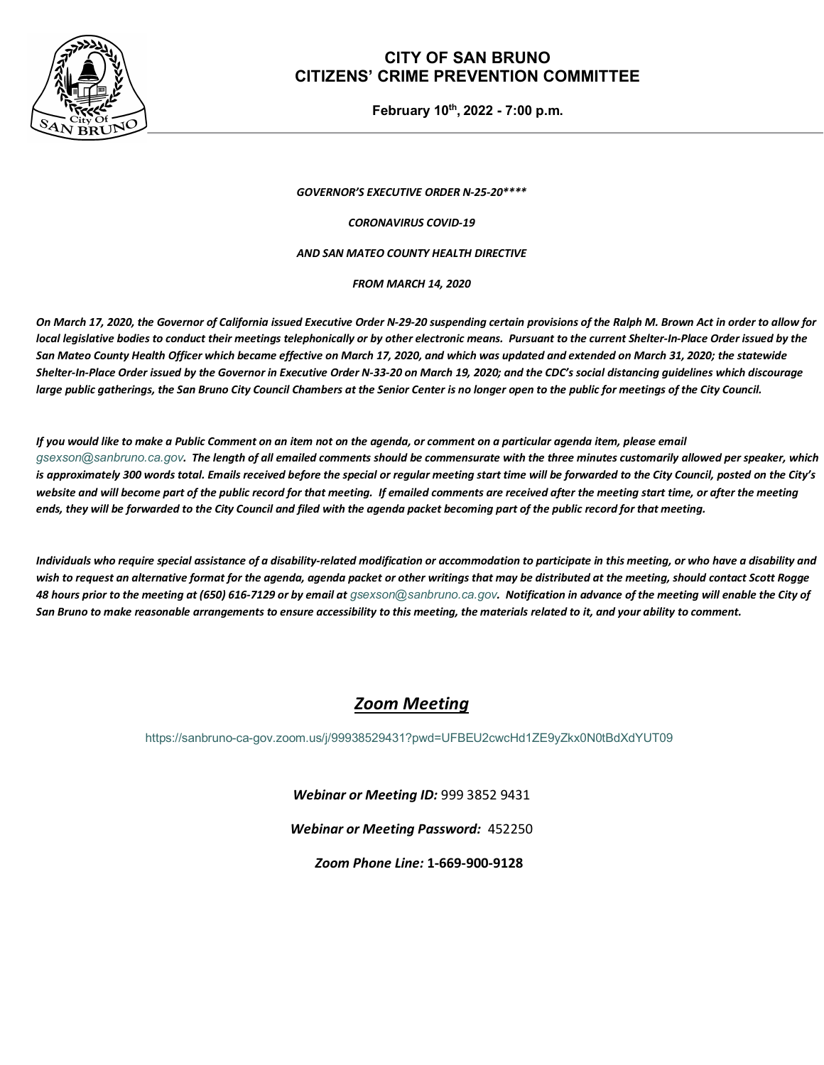# CITY OF SAN BRUNO
# CITIZENS' CRIME PREVENTION COMMITTEE

**February 10th, 2022 - 7:00 p.m.**

***GOVERNOR'S EXECUTIVE ORDER N-25-20*****

***CORONAVIRUS COVID-19***

***AND SAN MATEO COUNTY HEALTH DIRECTIVE***

***FROM MARCH 14, 2020***

***On March 17, 2020, the Governor of California issued Executive Order N-29-20 suspending certain provisions of the Ralph M. Brown Act in order to allow for local legislative bodies to conduct their meetings telephonically or by other electronic means. Pursuant to the current Shelter-In-Place Order issued by the San Mateo County Health Officer which became effective on March 17, 2020, and which was updated and extended on March 31, 2020; the statewide Shelter-In-Place Order issued by the Governor in Executive Order N-33-20 on March 19, 2020; and the CDC's social distancing guidelines which discourage large public gatherings, the San Bruno City Council Chambers at the Senior Center is no longer open to the public for meetings of the City Council.***

***If you would like to make a Public Comment on an item not on the agenda, or comment on a particular agenda item, please email*** *gsexson@sanbruno.ca.gov*. ***The length of all emailed comments should be commensurate with the three minutes customarily allowed per speaker, which is approximately 300 words total. Emails received before the special or regular meeting start time will be forwarded to the City Council, posted on the City's website and will become part of the public record for that meeting. If emailed comments are received after the meeting start time, or after the meeting ends, they will be forwarded to the City Council and filed with the agenda packet becoming part of the public record for that meeting.***

***Individuals who require special assistance of a disability-related modification or accommodation to participate in this meeting, or who have a disability and wish to request an alternative format for the agenda, agenda packet or other writings that may be distributed at the meeting, should contact Scott Rogge 48 hours prior to the meeting at (650) 616-7129 or by email at*** *gsexson@sanbruno.ca.gov*. ***Notification in advance of the meeting will enable the City of San Bruno to make reasonable arrangements to ensure accessibility to this meeting, the materials related to it, and your ability to comment.***

## ***Zoom Meeting***

https://sanbruno-ca-gov.zoom.us/j/99938529431?pwd=UFBEU2cwcHd1ZE9yZkx0N0tBdXdYUT09

***Webinar or Meeting ID:*** 999 3852 9431

***Webinar or Meeting Password:*** 452250

***Zoom Phone Line:*** **1-669-900-9128**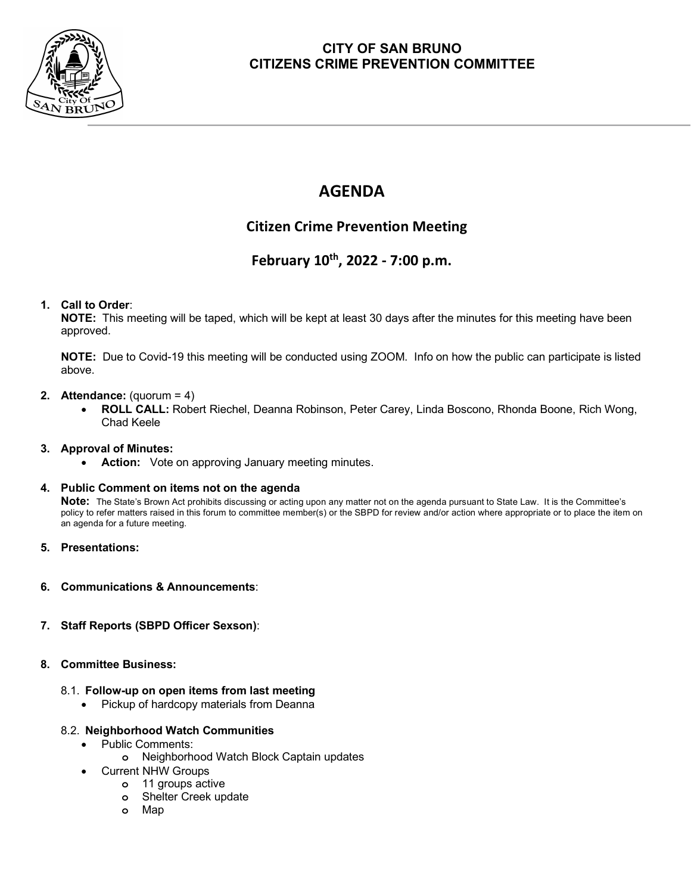**CITY OF SAN BRUNO**
**CITIZENS CRIME PREVENTION COMMITTEE**

# AGENDA

## Citizen Crime Prevention Meeting

## February 10th, 2022 - 7:00 p.m.

1. **Call to Order**:
   **NOTE:** This meeting will be taped, which will be kept at least 30 days after the minutes for this meeting have been approved.

   **NOTE:** Due to Covid-19 this meeting will be conducted using ZOOM. Info on how the public can participate is listed above.

2. **Attendance:** (quorum = 4)
   - **ROLL CALL:** Robert Riechel, Deanna Robinson, Peter Carey, Linda Boscono, Rhonda Boone, Rich Wong, Chad Keele

3. **Approval of Minutes:**
   - **Action:** Vote on approving January meeting minutes.

4. **Public Comment on items not on the agenda**
   **Note:** The State's Brown Act prohibits discussing or acting upon any matter not on the agenda pursuant to State Law. It is the Committee's policy to refer matters raised in this forum to committee member(s) or the SBPD for review and/or action where appropriate or to place the item on an agenda for a future meeting.

5. **Presentations:**

6. **Communications & Announcements**:

7. **Staff Reports (SBPD Officer Sexson)**:

8. **Committee Business:**

   8.1. **Follow-up on open items from last meeting**
   - Pickup of hardcopy materials from Deanna

   8.2. **Neighborhood Watch Communities**
   - Public Comments:
     - Neighborhood Watch Block Captain updates
   - Current NHW Groups
     - 11 groups active
     - Shelter Creek update
     - Map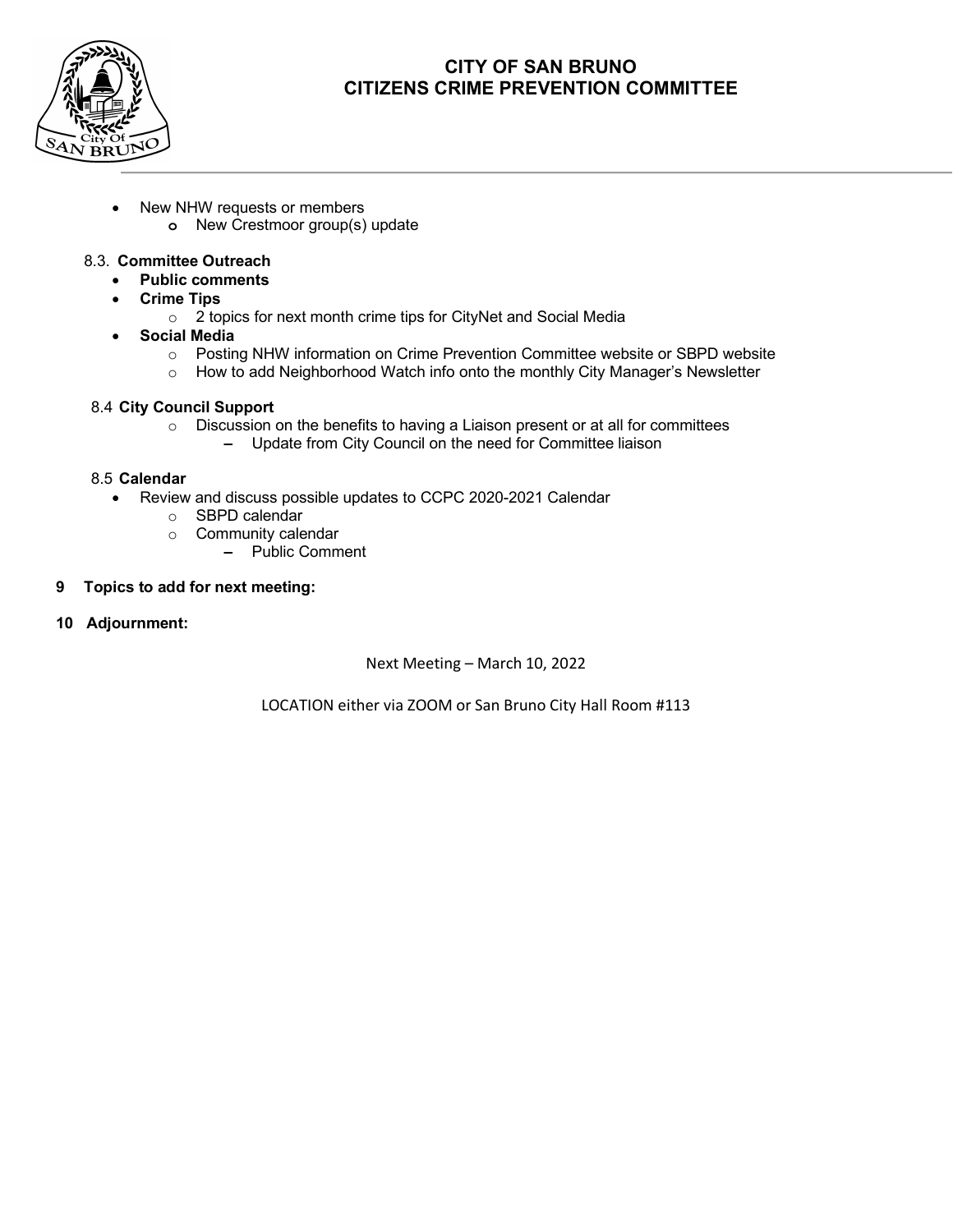- New NHW requests or members
    - New Crestmoor group(s) update

8.3. **Committee Outreach**

- **Public comments**
- **Crime Tips**
    - 2 topics for next month crime tips for CityNet and Social Media
- **Social Media**
    - Posting NHW information on Crime Prevention Committee website or SBPD website
    - How to add Neighborhood Watch info onto the monthly City Manager's Newsletter

8.4 **City Council Support**

- Discussion on the benefits to having a Liaison present or at all for committees
    - Update from City Council on the need for Committee liaison

8.5 **Calendar**

- Review and discuss possible updates to CCPC 2020-2021 Calendar
    - SBPD calendar
    - Community calendar
        - Public Comment

**9 Topics to add for next meeting:**

**10 Adjournment:**

Next Meeting – March 10, 2022

LOCATION either via ZOOM or San Bruno City Hall Room #113